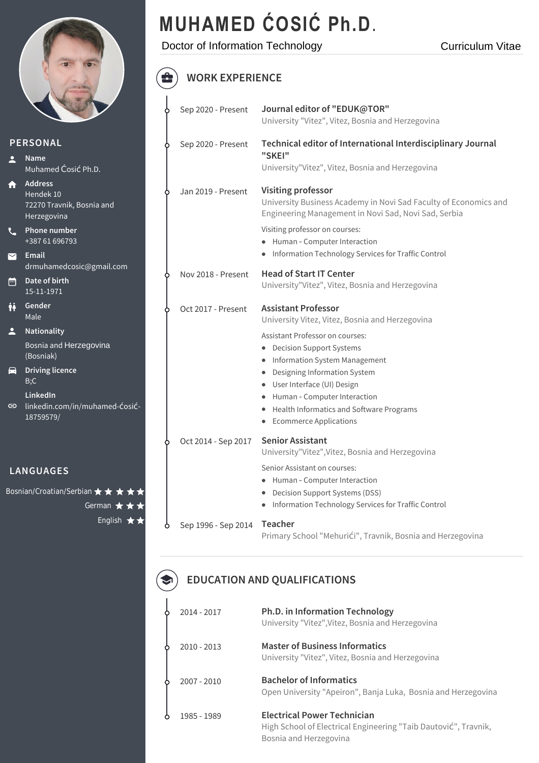# MUHAMED ĆOSIĆ Ph.D.

Doctor of Information Technology

Curriculum Vitae

## PERSONAL

**Name**
Muhamed Ćosić Ph.D.

**Address**
Hendek 10
72270 Travnik, Bosnia and Herzegovina

**Phone number**
+387 61 696793

**Email**
drmuhamedcosic@gmail.com

**Date of birth**
15-11-1971

**Gender**
Male

**Nationality**
Bosnia and Herzegovina (Bosniak)

**Driving licence**
B;C

**LinkedIn**
linkedin.com/in/muhamed-ćosić-18759579/

## LANGUAGES

- Bosnian/Croatian/Serbian ★★★★★
- German ★★★
- English ★★

## WORK EXPERIENCE

**Sep 2020 - Present**
**Journal editor of "EDUK@TOR"**
University "Vitez", Vitez, Bosnia and Herzegovina

**Sep 2020 - Present**
**Technical editor of International Interdisciplinary Journal "SKEI"**
University"Vitez", Vitez, Bosnia and Herzegovina

**Jan 2019 - Present**
**Visiting professor**
University Business Academy in Novi Sad Faculty of Economics and Engineering Management in Novi Sad, Novi Sad, Serbia

Visiting professor on courses:

- Human - Computer Interaction
- Information Technology Services for Traffic Control

**Nov 2018 - Present**
**Head of Start IT Center**
University"Vitez", Vitez, Bosnia and Herzegovina

**Oct 2017 - Present**
**Assistant Professor**
University Vitez, Vitez, Bosnia and Herzegovina

Assistant Professor on courses:

- Decision Support Systems
- Information System Management
- Designing Information System
- User Interface (UI) Design
- Human - Computer Interaction
- Health Informatics and Software Programs
- Ecommerce Applications

**Oct 2014 - Sep 2017**
**Senior Assistant**
University"Vitez",Vitez, Bosnia and Herzegovina

Senior Assistant on courses:

- Human - Computer Interaction
- Decision Support Systems (DSS)
- Information Technology Services for Traffic Control

**Sep 1996 - Sep 2014**
**Teacher**
Primary School "Mehurići", Travnik, Bosnia and Herzegovina

## EDUCATION AND QUALIFICATIONS

**2014 - 2017**
**Ph.D. in Information Technology**
University "Vitez",Vitez, Bosnia and Herzegovina

**2010 - 2013**
**Master of Business Informatics**
University "Vitez", Vitez, Bosnia and Herzegovina

**2007 - 2010**
**Bachelor of Informatics**
Open University "Apeiron", Banja Luka, Bosnia and Herzegovina

**1985 - 1989**
**Electrical Power Technician**
High School of Electrical Engineering "Taib Dautović", Travnik, Bosnia and Herzegovina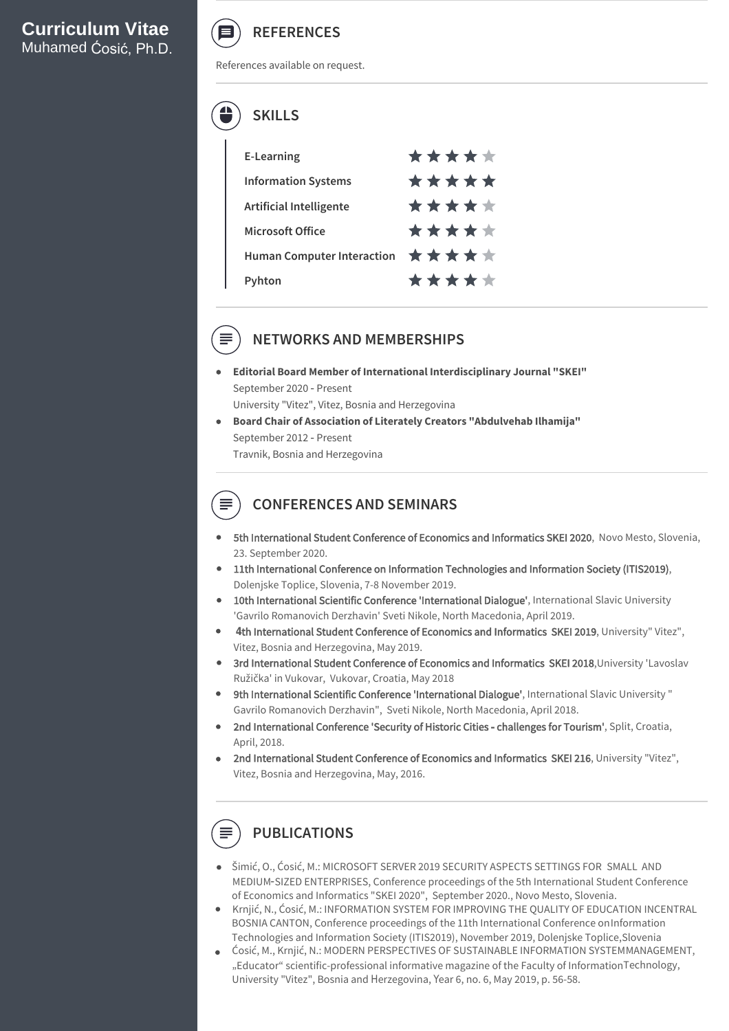**Curriculum Vitae**
Muhamed Ćosić, Ph.D.

## REFERENCES

References available on request.

## SKILLS

| Skill | Rating |
| --- | --- |
| E-Learning | ★★★★☆ |
| Information Systems | ★★★★★ |
| Artificial Intelligente | ★★★★☆ |
| Microsoft Office | ★★★★☆ |
| Human Computer Interaction | ★★★★☆ |
| Pyhton | ★★★★☆ |

## NETWORKS AND MEMBERSHIPS

- **Editorial Board Member of International Interdisciplinary Journal "SKEI"**
  September 2020 - Present
  University "Vitez", Vitez, Bosnia and Herzegovina
- **Board Chair of Association of Literately Creators "Abdulvehab Ilhamija"**
  September 2012 - Present
  Travnik, Bosnia and Herzegovina

## CONFERENCES AND SEMINARS

- **5th International Student Conference of Economics and Informatics SKEI 2020**, Novo Mesto, Slovenia, 23. September 2020.
- **11th International Conference on Information Technologies and Information Society (ITIS2019)**, Dolenjske Toplice, Slovenia, 7-8 November 2019.
- **10th International Scientific Conference 'International Dialogue'**, International Slavic University 'Gavrilo Romanovich Derzhavin' Sveti Nikole, North Macedonia, April 2019.
- **4th International Student Conference of Economics and Informatics SKEI 2019**, University" Vitez", Vitez, Bosnia and Herzegovina, May 2019.
- **3rd International Student Conference of Economics and Informatics SKEI 2018**, University 'Lavoslav Ružička' in Vukovar, Vukovar, Croatia, May 2018
- **9th International Scientific Conference 'International Dialogue'**, International Slavic University " Gavrilo Romanovich Derzhavin", Sveti Nikole, North Macedonia, April 2018.
- **2nd International Conference 'Security of Historic Cities - challenges for Tourism'**, Split, Croatia, April, 2018.
- **2nd International Student Conference of Economics and Informatics SKEI 216**, University "Vitez", Vitez, Bosnia and Herzegovina, May, 2016.

## PUBLICATIONS

- Šimić, O., Ćosić, M.: MICROSOFT SERVER 2019 SECURITY ASPECTS SETTINGS FOR SMALL AND MEDIUM-SIZED ENTERPRISES, Conference proceedings of the 5th International Student Conference of Economics and Informatics "SKEI 2020", September 2020., Novo Mesto, Slovenia.
- Krnjić, N., Ćosić, M.: INFORMATION SYSTEM FOR IMPROVING THE QUALITY OF EDUCATION INCENTRAL BOSNIA CANTON, Conference proceedings of the 11th International Conference onInformation Technologies and Information Society (ITIS2019), November 2019, Dolenjske Toplice,Slovenia
- Ćosić, M., Krnjić, N.: MODERN PERSPECTIVES OF SUSTAINABLE INFORMATION SYSTEMMANAGEMENT, „Educator“ scientific-professional informative magazine of the Faculty of InformationTechnology, University "Vitez", Bosnia and Herzegovina, Year 6, no. 6, May 2019, p. 56-58.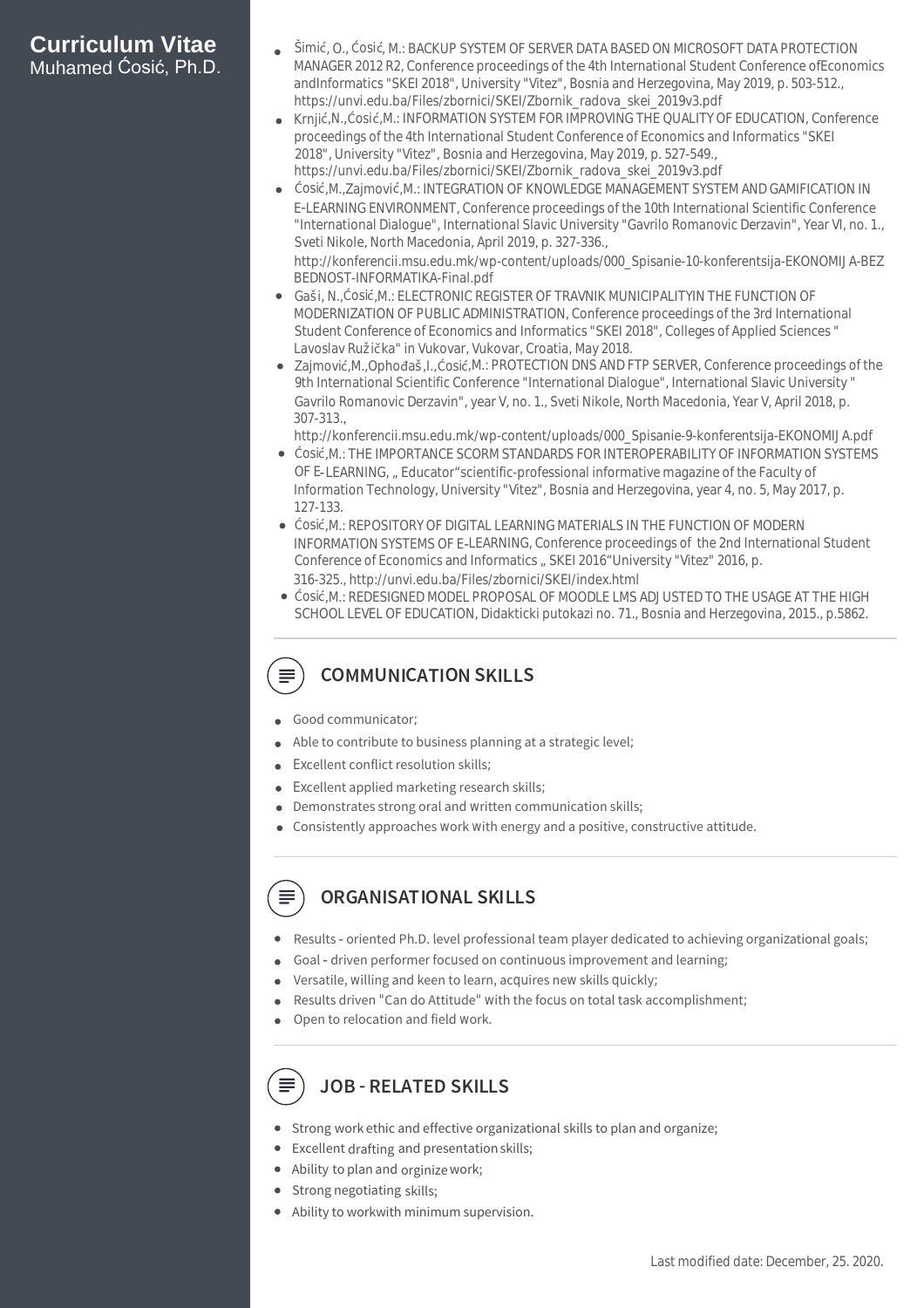- Šimić, O., Ćosić, M.: BACKUP SYSTEM OF SERVER DATA BASED ON MICROSOFT DATA PROTECTION MANAGER 2012 R2, Conference proceedings of the 4th International Student Conference ofEconomics andInformatics "SKEI 2018", University "Vitez", Bosnia and Herzegovina, May 2019, p. 503-512., https://unvi.edu.ba/Files/zbornici/SKEI/Zbornik_radova_skei_2019v3.pdf
- Krnjić,N.,Ćosić,M.: INFORMATION SYSTEM FOR IMPROVING THE QUALITY OF EDUCATION, Conference proceedings of the 4th International Student Conference of Economics and Informatics "SKEI 2018", University "Vitez", Bosnia and Herzegovina, May 2019, p. 527-549., https://unvi.edu.ba/Files/zbornici/SKEI/Zbornik_radova_skei_2019v3.pdf
- Ćosić,M.,Zajmović,M.: INTEGRATION OF KNOWLEDGE MANAGEMENT SYSTEM AND GAMIFICATION IN E-LEARNING ENVIRONMENT, Conference proceedings of the 10th International Scientific Conference "International Dialogue", International Slavic University "Gavrilo Romanovic Derzavin", Year VI, no. 1., Sveti Nikole, North Macedonia, April 2019, p. 327-336., http://konferencii.msu.edu.mk/wp-content/uploads/000_Spisanie-10-konferentsija-EKONOMIJ A-BEZ BEDNOST-INFORMATIKA-Final.pdf
- Gaši, N.,Ćosić,M.: ELECTRONIC REGISTER OF TRAVNIK MUNICIPALITYIN THE FUNCTION OF MODERNIZATION OF PUBLIC ADMINISTRATION, Conference proceedings of the 3rd International Student Conference of Economics and Informatics "SKEI 2018", Colleges of Applied Sciences " Lavoslav Ružička" in Vukovar, Vukovar, Croatia, May 2018.
- Zajmović,M.,Ophođaš,I.,Ćosić,M.: PROTECTION DNS AND FTP SERVER, Conference proceedings of the 9th International Scientific Conference "International Dialogue", International Slavic University " Gavrilo Romanovic Derzavin", year V, no. 1., Sveti Nikole, North Macedonia, Year V, April 2018, p. 307-313., http://konferencii.msu.edu.mk/wp-content/uploads/000_Spisanie-9-konferentsija-EKONOMIJ A.pdf
- Ćosić,M.: THE IMPORTANCE SCORM STANDARDS FOR INTEROPERABILITY OF INFORMATION SYSTEMS OF E-LEARNING, „ Educator"scientific-professional informative magazine of the Faculty of Information Technology, University "Vitez", Bosnia and Herzegovina, year 4, no. 5, May 2017, p. 127-133.
- Ćosić,M.: REPOSITORY OF DIGITAL LEARNING MATERIALS IN THE FUNCTION OF MODERN INFORMATION SYSTEMS OF E-LEARNING, Conference proceedings of the 2nd International Student Conference of Economics and Informatics „ SKEI 2016"University "Vitez" 2016, p. 316-325., http://unvi.edu.ba/Files/zbornici/SKEI/index.html
- Ćosić,M.: REDESIGNED MODEL PROPOSAL OF MOODLE LMS ADJ USTED TO THE USAGE AT THE HIGH SCHOOL LEVEL OF EDUCATION, Didakticki putokazi no. 71., Bosnia and Herzegovina, 2015., p.5862.

## COMMUNICATION SKILLS

- Good communicator;
- Able to contribute to business planning at a strategic level;
- Excellent conflict resolution skills;
- Excellent applied marketing research skills;
- Demonstrates strong oral and written communication skills;
- Consistently approaches work with energy and a positive, constructive attitude.

## ORGANISATIONAL SKILLS

- Results - oriented Ph.D. level professional team player dedicated to achieving organizational goals;
- Goal - driven performer focused on continuous improvement and learning;
- Versatile, willing and keen to learn, acquires new skills quickly;
- Results driven "Can do Attitude" with the focus on total task accomplishment;
- Open to relocation and field work.

## JOB - RELATED SKILLS

- Strong work ethic and effective organizational skills to plan and organize;
- Excellent drafting and presentation skills;
- Ability to plan and orginize work;
- Strong negotiating skills;
- Ability to workwith minimum supervision.

Last modified date: December, 25. 2020.